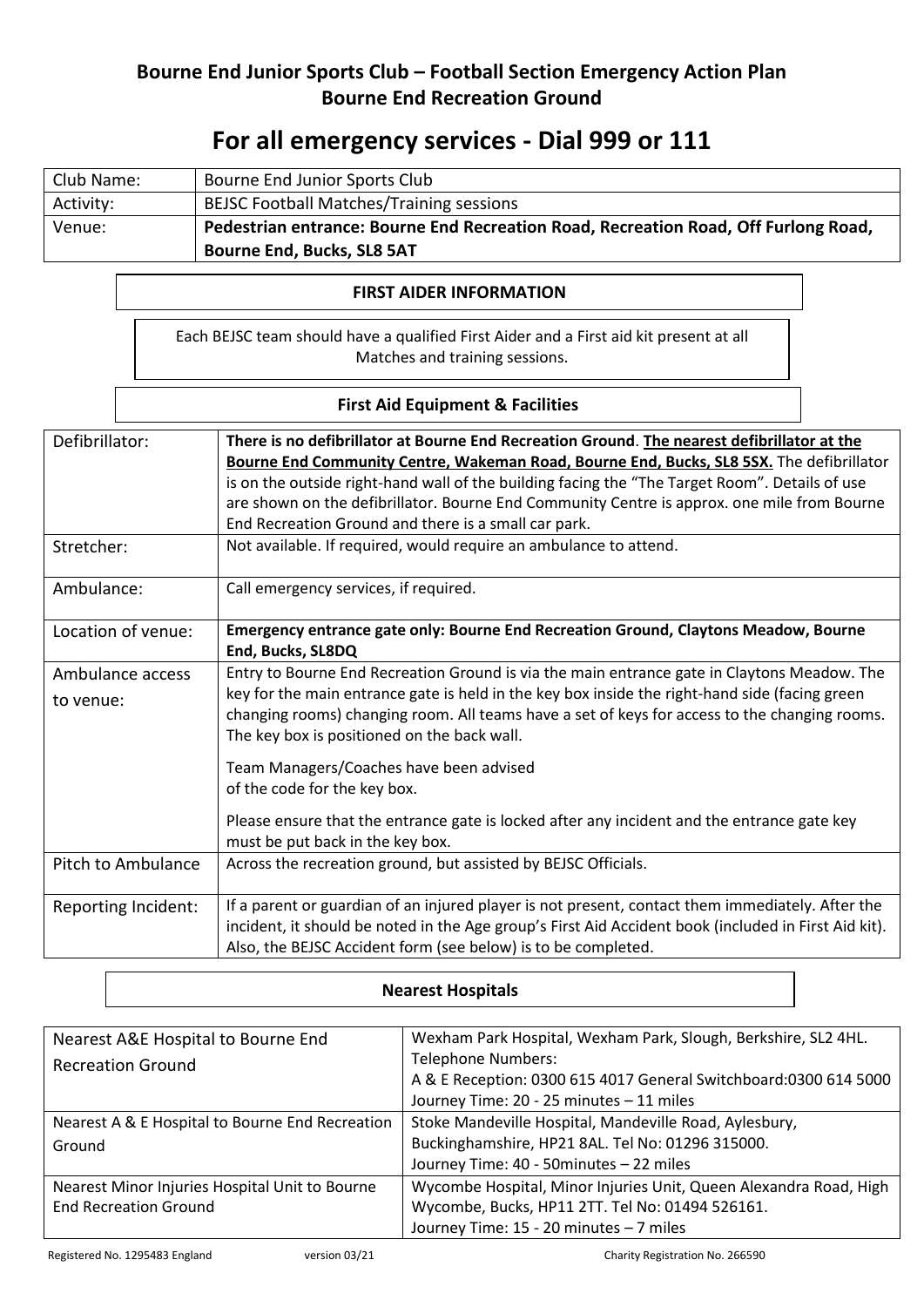# Bourne End Junior Sports Club – Football Section Emergency Action Plan
## Bourne End Recreation Ground

# For all emergency services - Dial 999 or 111

| Club Name: | Bourne End Junior Sports Club |
|---|---|
| Activity: | BEJSC Football Matches/Training sessions |
| Venue: | **Pedestrian entrance: Bourne End Recreation Road, Recreation Road, Off Furlong Road, Bourne End, Bucks, SL8 5AT** |

### FIRST AIDER INFORMATION

Each BEJSC team should have a qualified First Aider and a First aid kit present at all Matches and training sessions.

### First Aid Equipment & Facilities

| | |
|---|---|
| Defibrillator: | **There is no defibrillator at Bourne End Recreation Ground**. **The nearest defibrillator at the Bourne End Community Centre, Wakeman Road, Bourne End, Bucks, SL8 5SX.** The defibrillator is on the outside right-hand wall of the building facing the "The Target Room". Details of use are shown on the defibrillator. Bourne End Community Centre is approx. one mile from Bourne End Recreation Ground and there is a small car park. |
| Stretcher: | Not available. If required, would require an ambulance to attend. |
| Ambulance: | Call emergency services, if required. |
| Location of venue: | **Emergency entrance gate only: Bourne End Recreation Ground, Claytons Meadow, Bourne End, Bucks, SL8DQ** |
| Ambulance access to venue: | Entry to Bourne End Recreation Ground is via the main entrance gate in Claytons Meadow. The key for the main entrance gate is held in the key box inside the right-hand side (facing green changing rooms) changing room. All teams have a set of keys for access to the changing rooms. The key box is positioned on the back wall.<br><br>Team Managers/Coaches have been advised of the code for the key box.<br><br>Please ensure that the entrance gate is locked after any incident and the entrance gate key must be put back in the key box. |
| Pitch to Ambulance | Across the recreation ground, but assisted by BEJSC Officials. |
| Reporting Incident: | If a parent or guardian of an injured player is not present, contact them immediately. After the incident, it should be noted in the Age group's First Aid Accident book (included in First Aid kit). Also, the BEJSC Accident form (see below) is to be completed. |

### Nearest Hospitals

| | |
|---|---|
| Nearest A&E Hospital to Bourne End Recreation Ground | Wexham Park Hospital, Wexham Park, Slough, Berkshire, SL2 4HL.<br>Telephone Numbers:<br>A & E Reception: 0300 615 4017 General Switchboard:0300 614 5000<br>Journey Time: 20 - 25 minutes – 11 miles |
| Nearest A & E Hospital to Bourne End Recreation Ground | Stoke Mandeville Hospital, Mandeville Road, Aylesbury, Buckinghamshire, HP21 8AL. Tel No: 01296 315000.<br>Journey Time: 40 - 50minutes – 22 miles |
| Nearest Minor Injuries Hospital Unit to Bourne End Recreation Ground | Wycombe Hospital, Minor Injuries Unit, Queen Alexandra Road, High Wycombe, Bucks, HP11 2TT. Tel No: 01494 526161.<br>Journey Time: 15 - 20 minutes – 7 miles |

Registered No. 1295483 England version 03/21 Charity Registration No. 266590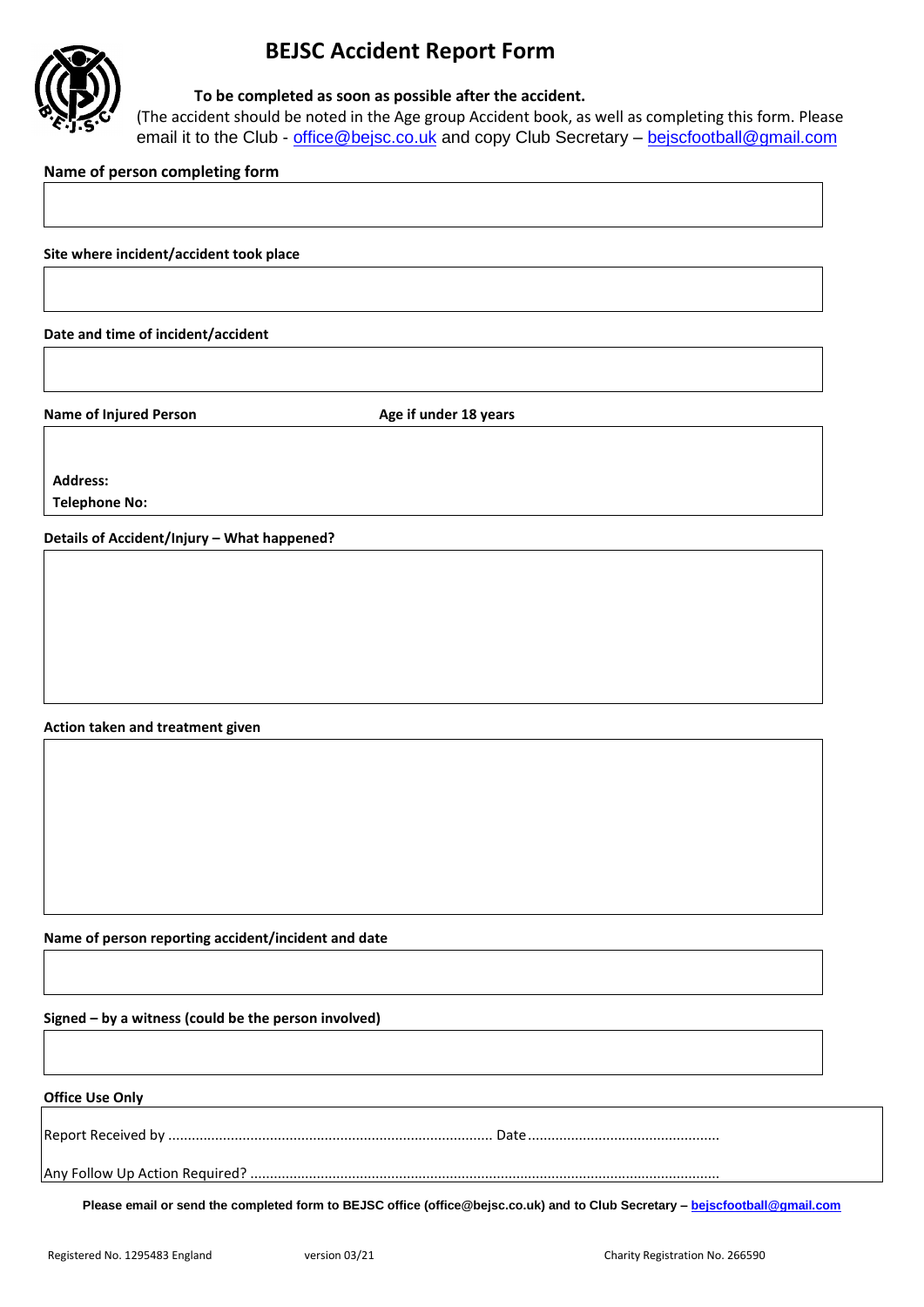# BEJSC Accident Report Form

**To be completed as soon as possible after the accident.**

(The accident should be noted in the Age group Accident book, as well as completing this form. Please email it to the Club - office@bejsc.co.uk and copy Club Secretary – bejscfootball@gmail.com

**Name of person completing form**

**Site where incident/accident took place**

**Date and time of incident/accident**

**Name of Injured Person** **Age if under 18 years**

**Address:**

**Telephone No:**

**Details of Accident/Injury – What happened?**

**Action taken and treatment given**

**Name of person reporting accident/incident and date**

**Signed – by a witness (could be the person involved)**

**Office Use Only**

Report Received by .................................................................................. Date................................................

Any Follow Up Action Required? .......................................................................................................................

**Please email or send the completed form to BEJSC office (office@bejsc.co.uk) and to Club Secretary – bejscfootball@gmail.com**

Registered No. 1295483 England version 03/21 Charity Registration No. 266590